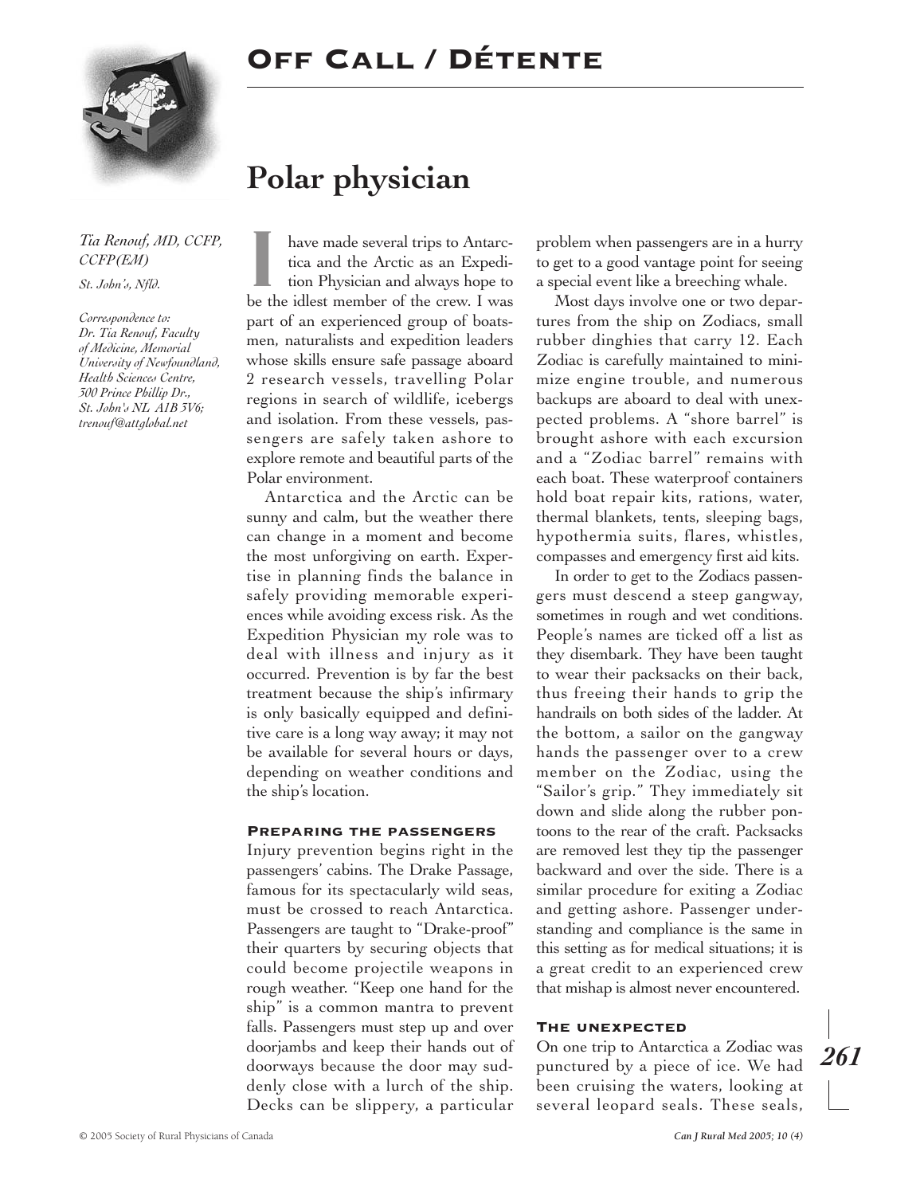# Off Call / Détente

## Polar physician

*Tia Renouf, MD, CCFP, CCFP(EM)*

*St. John's, Nfld.*

*Correspondence to: Dr. Tia Renouf, Faculty of Medicine, Memorial University of Newfoundland, Health Sciences Centre, 300 Prince Phillip Dr., St. John's NL A1B 3V6; trenouf@attglobal.net*

I have made several trips to Antarctica and the Arctic as an Expedition Physician and always hope to be the idlest member of the crew. I was part of an experienced group of boatsmen, naturalists and expedition leaders whose skills ensure safe passage aboard 2 research vessels, travelling Polar regions in search of wildlife, icebergs and isolation. From these vessels, passengers are safely taken ashore to explore remote and beautiful parts of the Polar environment.

Antarctica and the Arctic can be sunny and calm, but the weather there can change in a moment and become the most unforgiving on earth. Expertise in planning finds the balance in safely providing memorable experiences while avoiding excess risk. As the Expedition Physician my role was to deal with illness and injury as it occurred. Prevention is by far the best treatment because the ship's infirmary is only basically equipped and definitive care is a long way away; it may not be available for several hours or days, depending on weather conditions and the ship's location.

### Preparing the passengers

Injury prevention begins right in the passengers' cabins. The Drake Passage, famous for its spectacularly wild seas, must be crossed to reach Antarctica. Passengers are taught to "Drake-proof" their quarters by securing objects that could become projectile weapons in rough weather. "Keep one hand for the ship" is a common mantra to prevent falls. Passengers must step up and over doorjambs and keep their hands out of doorways because the door may suddenly close with a lurch of the ship. Decks can be slippery, a particular problem when passengers are in a hurry to get to a good vantage point for seeing a special event like a breeching whale.

Most days involve one or two departures from the ship on Zodiacs, small rubber dinghies that carry 12. Each Zodiac is carefully maintained to minimize engine trouble, and numerous backups are aboard to deal with unexpected problems. A "shore barrel" is brought ashore with each excursion and a "Zodiac barrel" remains with each boat. These waterproof containers hold boat repair kits, rations, water, thermal blankets, tents, sleeping bags, hypothermia suits, flares, whistles, compasses and emergency first aid kits.

In order to get to the Zodiacs passengers must descend a steep gangway, sometimes in rough and wet conditions. People's names are ticked off a list as they disembark. They have been taught to wear their packsacks on their back, thus freeing their hands to grip the handrails on both sides of the ladder. At the bottom, a sailor on the gangway hands the passenger over to a crew member on the Zodiac, using the "Sailor's grip." They immediately sit down and slide along the rubber pontoons to the rear of the craft. Packsacks are removed lest they tip the passenger backward and over the side. There is a similar procedure for exiting a Zodiac and getting ashore. Passenger understanding and compliance is the same in this setting as for medical situations; it is a great credit to an experienced crew that mishap is almost never encountered.

### The unexpected

On one trip to Antarctica a Zodiac was punctured by a piece of ice. We had been cruising the waters, looking at several leopard seals. These seals,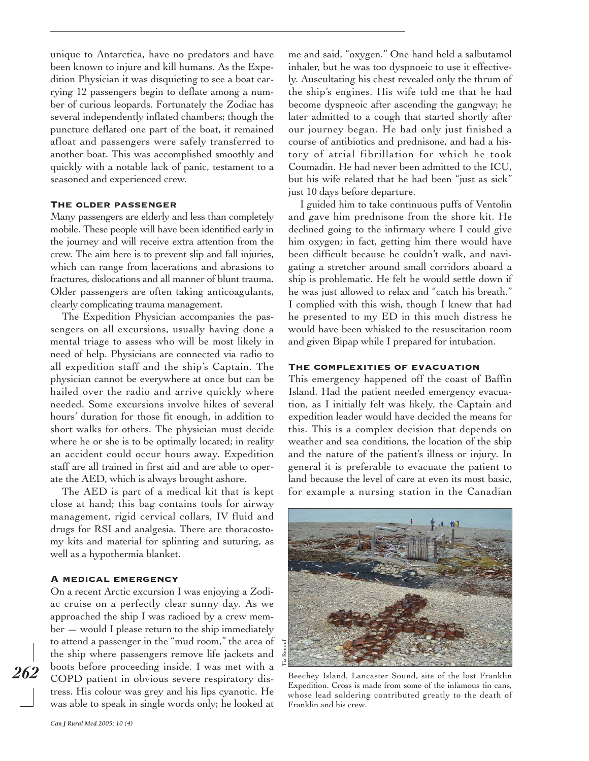unique to Antarctica, have no predators and have been known to injure and kill humans. As the Expedition Physician it was disquieting to see a boat carrying 12 passengers begin to deflate among a number of curious leopards. Fortunately the Zodiac has several independently inflated chambers; though the puncture deflated one part of the boat, it remained afloat and passengers were safely transferred to another boat. This was accomplished smoothly and quickly with a notable lack of panic, testament to a seasoned and experienced crew.

### The older passenger

Many passengers are elderly and less than completely mobile. These people will have been identified early in the journey and will receive extra attention from the crew. The aim here is to prevent slip and fall injuries, which can range from lacerations and abrasions to fractures, dislocations and all manner of blunt trauma. Older passengers are often taking anticoagulants, clearly complicating trauma management.

The Expedition Physician accompanies the passengers on all excursions, usually having done a mental triage to assess who will be most likely in need of help. Physicians are connected via radio to all expedition staff and the ship's Captain. The physician cannot be everywhere at once but can be hailed over the radio and arrive quickly where needed. Some excursions involve hikes of several hours' duration for those fit enough, in addition to short walks for others. The physician must decide where he or she is to be optimally located; in reality an accident could occur hours away. Expedition staff are all trained in first aid and are able to operate the AED, which is always brought ashore.

The AED is part of a medical kit that is kept close at hand; this bag contains tools for airway management, rigid cervical collars, IV fluid and drugs for RSI and analgesia. There are thoracostomy kits and material for splinting and suturing, as well as a hypothermia blanket.

### A medical emergency

On a recent Arctic excursion I was enjoying a Zodiac cruise on a perfectly clear sunny day. As we approached the ship I was radioed by a crew member — would I please return to the ship immediately to attend a passenger in the "mud room," the area of the ship where passengers remove life jackets and boots before proceeding inside. I was met with a COPD patient in obvious severe respiratory distress. His colour was grey and his lips cyanotic. He was able to speak in single words only; he looked at me and said, "oxygen." One hand held a salbutamol inhaler, but he was too dyspnoeic to use it effectively. Auscultating his chest revealed only the thrum of the ship's engines. His wife told me that he had become dyspneoic after ascending the gangway; he later admitted to a cough that started shortly after our journey began. He had only just finished a course of antibiotics and prednisone, and had a history of atrial fibrillation for which he took Coumadin. He had never been admitted to the ICU, but his wife related that he had been "just as sick" just 10 days before departure.

I guided him to take continuous puffs of Ventolin and gave him prednisone from the shore kit. He declined going to the infirmary where I could give him oxygen; in fact, getting him there would have been difficult because he couldn't walk, and navigating a stretcher around small corridors aboard a ship is problematic. He felt he would settle down if he was just allowed to relax and "catch his breath." I complied with this wish, though I knew that had he presented to my ED in this much distress he would have been whisked to the resuscitation room and given Bipap while I prepared for intubation.

### The complexities of evacuation

This emergency happened off the coast of Baffin Island. Had the patient needed emergency evacuation, as I initially felt was likely, the Captain and expedition leader would have decided the means for this. This is a complex decision that depends on weather and sea conditions, the location of the ship and the nature of the patient's illness or injury. In general it is preferable to evacuate the patient to land because the level of care at even its most basic, for example a nursing station in the Canadian

Beechey Island, Lancaster Sound, site of the lost Franklin Expedition. Cross is made from some of the infamous tin cans, whose lead soldering contributed greatly to the death of Franklin and his crew.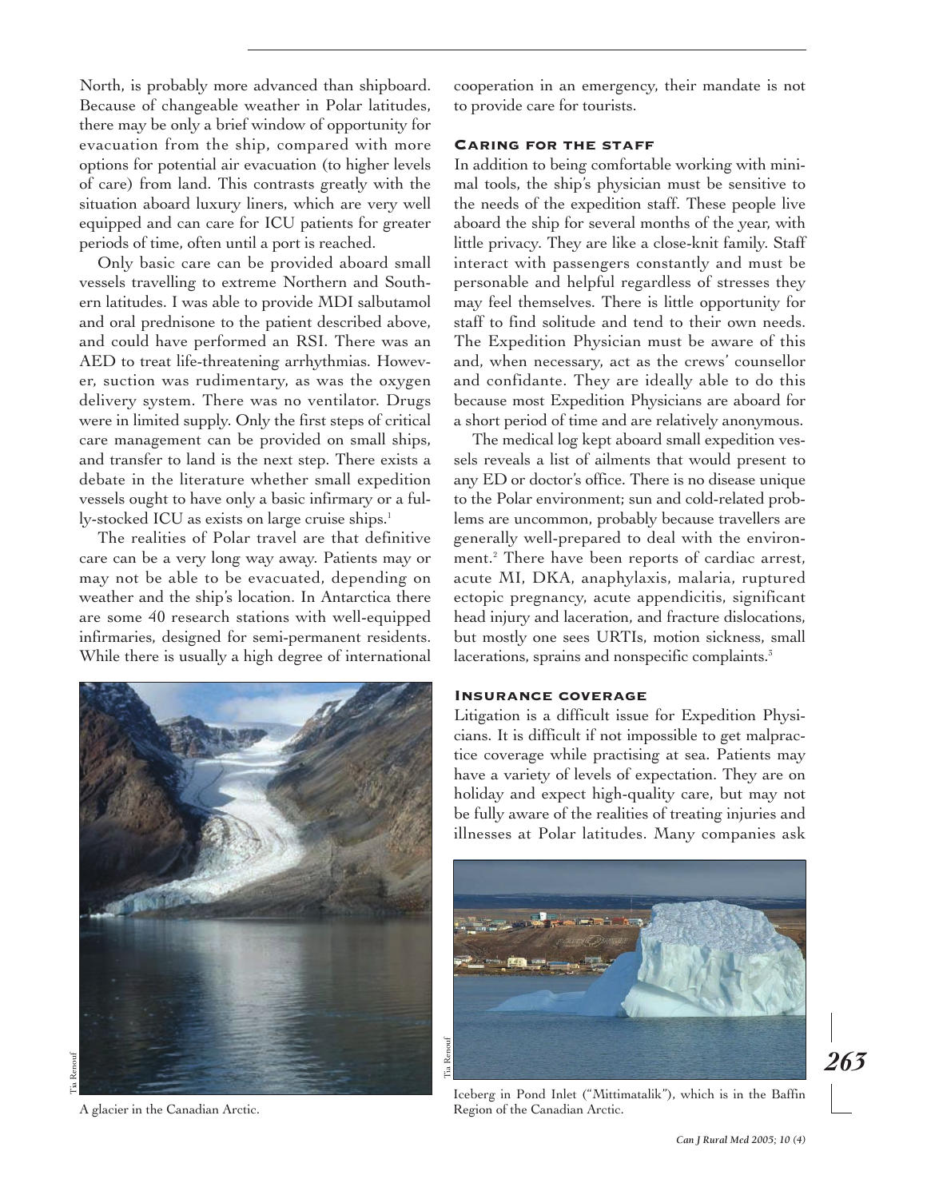North, is probably more advanced than shipboard. Because of changeable weather in Polar latitudes, there may be only a brief window of opportunity for evacuation from the ship, compared with more options for potential air evacuation (to higher levels of care) from land. This contrasts greatly with the situation aboard luxury liners, which are very well equipped and can care for ICU patients for greater periods of time, often until a port is reached.

Only basic care can be provided aboard small vessels travelling to extreme Northern and Southern latitudes. I was able to provide MDI salbutamol and oral prednisone to the patient described above, and could have performed an RSI. There was an AED to treat life-threatening arrhythmias. However, suction was rudimentary, as was the oxygen delivery system. There was no ventilator. Drugs were in limited supply. Only the first steps of critical care management can be provided on small ships, and transfer to land is the next step. There exists a debate in the literature whether small expedition vessels ought to have only a basic infirmary or a fully-stocked ICU as exists on large cruise ships.[1]

The realities of Polar travel are that definitive care can be a very long way away. Patients may or may not be able to be evacuated, depending on weather and the ship's location. In Antarctica there are some 40 research stations with well-equipped infirmaries, designed for semi-permanent residents. While there is usually a high degree of international cooperation in an emergency, their mandate is not to provide care for tourists.

Tia Renouf

A glacier in the Canadian Arctic.

## Caring for the staff

In addition to being comfortable working with minimal tools, the ship's physician must be sensitive to the needs of the expedition staff. These people live aboard the ship for several months of the year, with little privacy. They are like a close-knit family. Staff interact with passengers constantly and must be personable and helpful regardless of stresses they may feel themselves. There is little opportunity for staff to find solitude and tend to their own needs. The Expedition Physician must be aware of this and, when necessary, act as the crews' counsellor and confidante. They are ideally able to do this because most Expedition Physicians are aboard for a short period of time and are relatively anonymous.

The medical log kept aboard small expedition vessels reveals a list of ailments that would present to any ED or doctor's office. There is no disease unique to the Polar environment; sun and cold-related problems are uncommon, probably because travellers are generally well-prepared to deal with the environment.[2] There have been reports of cardiac arrest, acute MI, DKA, anaphylaxis, malaria, ruptured ectopic pregnancy, acute appendicitis, significant head injury and laceration, and fracture dislocations, but mostly one sees URTIs, motion sickness, small lacerations, sprains and nonspecific complaints.[3]

## Insurance coverage

Litigation is a difficult issue for Expedition Physicians. It is difficult if not impossible to get malpractice coverage while practising at sea. Patients may have a variety of levels of expectation. They are on holiday and expect high-quality care, but may not be fully aware of the realities of treating injuries and illnesses at Polar latitudes. Many companies ask

Tia Renouf

Iceberg in Pond Inlet ("Mittimatalik"), which is in the Baffin Region of the Canadian Arctic.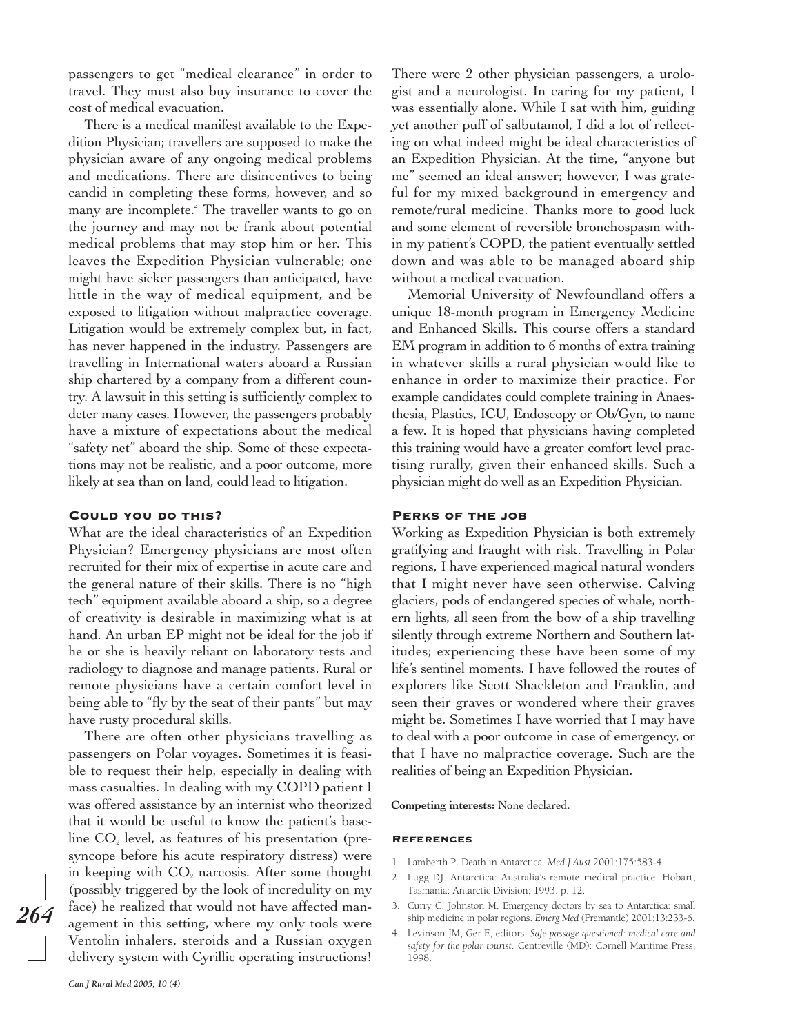passengers to get "medical clearance" in order to travel. They must also buy insurance to cover the cost of medical evacuation.

There is a medical manifest available to the Expedition Physician; travellers are supposed to make the physician aware of any ongoing medical problems and medications. There are disincentives to being candid in completing these forms, however, and so many are incomplete.[4] The traveller wants to go on the journey and may not be frank about potential medical problems that may stop him or her. This leaves the Expedition Physician vulnerable; one might have sicker passengers than anticipated, have little in the way of medical equipment, and be exposed to litigation without malpractice coverage. Litigation would be extremely complex but, in fact, has never happened in the industry. Passengers are travelling in International waters aboard a Russian ship chartered by a company from a different country. A lawsuit in this setting is sufficiently complex to deter many cases. However, the passengers probably have a mixture of expectations about the medical "safety net" aboard the ship. Some of these expectations may not be realistic, and a poor outcome, more likely at sea than on land, could lead to litigation.

## Could you do this?

What are the ideal characteristics of an Expedition Physician? Emergency physicians are most often recruited for their mix of expertise in acute care and the general nature of their skills. There is no "high tech" equipment available aboard a ship, so a degree of creativity is desirable in maximizing what is at hand. An urban EP might not be ideal for the job if he or she is heavily reliant on laboratory tests and radiology to diagnose and manage patients. Rural or remote physicians have a certain comfort level in being able to "fly by the seat of their pants" but may have rusty procedural skills.

There are often other physicians travelling as passengers on Polar voyages. Sometimes it is feasible to request their help, especially in dealing with mass casualties. In dealing with my COPD patient I was offered assistance by an internist who theorized that it would be useful to know the patient's baseline $CO_2$ level, as features of his presentation (presyncope before his acute respiratory distress) were in keeping with $CO_2$ narcosis. After some thought (possibly triggered by the look of incredulity on my face) he realized that would not have affected management in this setting, where my only tools were Ventolin inhalers, steroids and a Russian oxygen delivery system with Cyrillic operating instructions! There were 2 other physician passengers, a urologist and a neurologist. In caring for my patient, I was essentially alone. While I sat with him, guiding yet another puff of salbutamol, I did a lot of reflecting on what indeed might be ideal characteristics of an Expedition Physician. At the time, "anyone but me" seemed an ideal answer; however, I was grateful for my mixed background in emergency and remote/rural medicine. Thanks more to good luck and some element of reversible bronchospasm within my patient's COPD, the patient eventually settled down and was able to be managed aboard ship without a medical evacuation.

Memorial University of Newfoundland offers a unique 18-month program in Emergency Medicine and Enhanced Skills. This course offers a standard EM program in addition to 6 months of extra training in whatever skills a rural physician would like to enhance in order to maximize their practice. For example candidates could complete training in Anaesthesia, Plastics, ICU, Endoscopy or Ob/Gyn, to name a few. It is hoped that physicians having completed this training would have a greater comfort level practising rurally, given their enhanced skills. Such a physician might do well as an Expedition Physician.

## Perks of the job

Working as Expedition Physician is both extremely gratifying and fraught with risk. Travelling in Polar regions, I have experienced magical natural wonders that I might never have seen otherwise. Calving glaciers, pods of endangered species of whale, northern lights, all seen from the bow of a ship travelling silently through extreme Northern and Southern latitudes; experiencing these have been some of my life's sentinel moments. I have followed the routes of explorers like Scott Shackleton and Franklin, and seen their graves or wondered where their graves might be. Sometimes I have worried that I may have to deal with a poor outcome in case of emergency, or that I have no malpractice coverage. Such are the realities of being an Expedition Physician.

**Competing interests:** None declared.

## References

1. Lamberth P. Death in Antarctica. *Med J Aust* 2001;175:583-4.
2. Lugg DJ. Antarctica: Australia's remote medical practice. Hobart, Tasmania: Antarctic Division; 1993. p. 12.
3. Curry C, Johnston M. Emergency doctors by sea to Antarctica: small ship medicine in polar regions. *Emerg Med* (Fremantle) 2001;13:233-6.
4. Levinson JM, Ger E, editors. *Safe passage questioned: medical care and safety for the polar tourist.* Centreville (MD): Cornell Maritime Press; 1998.